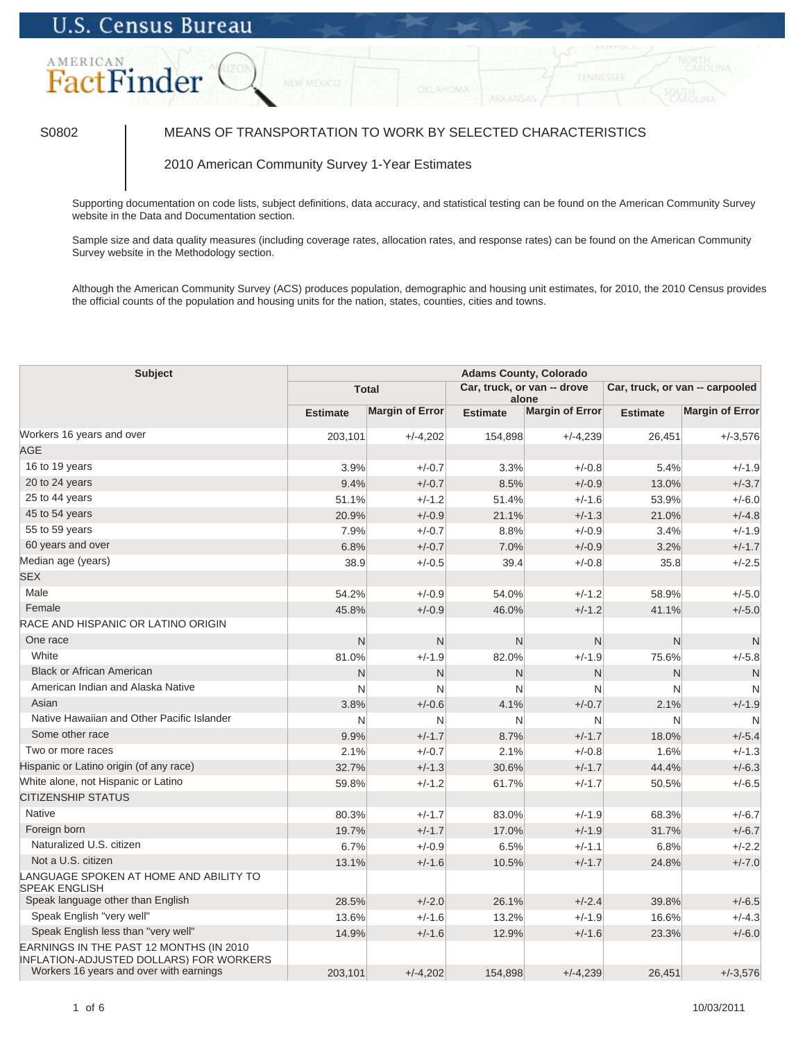U.S. Census Bureau

AMERICAN FactFinder

S0802

# MEANS OF TRANSPORTATION TO WORK BY SELECTED CHARACTERISTICS

2010 American Community Survey 1-Year Estimates

Supporting documentation on code lists, subject definitions, data accuracy, and statistical testing can be found on the American Community Survey website in the Data and Documentation section.

Sample size and data quality measures (including coverage rates, allocation rates, and response rates) can be found on the American Community Survey website in the Methodology section.

Although the American Community Survey (ACS) produces population, demographic and housing unit estimates, for 2010, the 2010 Census provides the official counts of the population and housing units for the nation, states, counties, cities and towns.

| Subject | Adams County, Colorado | | | | | |
|---|---|---|---|---|---|---|
| | Total | | Car, truck, or van -- drove alone | | Car, truck, or van -- carpooled | |
| | Estimate | Margin of Error | Estimate | Margin of Error | Estimate | Margin of Error |
| Workers 16 years and over | 203,101 | +/-4,202 | 154,898 | +/-4,239 | 26,451 | +/-3,576 |
| AGE | | | | | | |
| 16 to 19 years | 3.9% | +/-0.7 | 3.3% | +/-0.8 | 5.4% | +/-1.9 |
| 20 to 24 years | 9.4% | +/-0.7 | 8.5% | +/-0.9 | 13.0% | +/-3.7 |
| 25 to 44 years | 51.1% | +/-1.2 | 51.4% | +/-1.6 | 53.9% | +/-6.0 |
| 45 to 54 years | 20.9% | +/-0.9 | 21.1% | +/-1.3 | 21.0% | +/-4.8 |
| 55 to 59 years | 7.9% | +/-0.7 | 8.8% | +/-0.9 | 3.4% | +/-1.9 |
| 60 years and over | 6.8% | +/-0.7 | 7.0% | +/-0.9 | 3.2% | +/-1.7 |
| Median age (years) | 38.9 | +/-0.5 | 39.4 | +/-0.8 | 35.8 | +/-2.5 |
| SEX | | | | | | |
| Male | 54.2% | +/-0.9 | 54.0% | +/-1.2 | 58.9% | +/-5.0 |
| Female | 45.8% | +/-0.9 | 46.0% | +/-1.2 | 41.1% | +/-5.0 |
| RACE AND HISPANIC OR LATINO ORIGIN | | | | | | |
| One race | N | N | N | N | N | N |
| White | 81.0% | +/-1.9 | 82.0% | +/-1.9 | 75.6% | +/-5.8 |
| Black or African American | N | N | N | N | N | N |
| American Indian and Alaska Native | N | N | N | N | N | N |
| Asian | 3.8% | +/-0.6 | 4.1% | +/-0.7 | 2.1% | +/-1.9 |
| Native Hawaiian and Other Pacific Islander | N | N | N | N | N | N |
| Some other race | 9.9% | +/-1.7 | 8.7% | +/-1.7 | 18.0% | +/-5.4 |
| Two or more races | 2.1% | +/-0.7 | 2.1% | +/-0.8 | 1.6% | +/-1.3 |
| Hispanic or Latino origin (of any race) | 32.7% | +/-1.3 | 30.6% | +/-1.7 | 44.4% | +/-6.3 |
| White alone, not Hispanic or Latino | 59.8% | +/-1.2 | 61.7% | +/-1.7 | 50.5% | +/-6.5 |
| CITIZENSHIP STATUS | | | | | | |
| Native | 80.3% | +/-1.7 | 83.0% | +/-1.9 | 68.3% | +/-6.7 |
| Foreign born | 19.7% | +/-1.7 | 17.0% | +/-1.9 | 31.7% | +/-6.7 |
| Naturalized U.S. citizen | 6.7% | +/-0.9 | 6.5% | +/-1.1 | 6.8% | +/-2.2 |
| Not a U.S. citizen | 13.1% | +/-1.6 | 10.5% | +/-1.7 | 24.8% | +/-7.0 |
| LANGUAGE SPOKEN AT HOME AND ABILITY TO SPEAK ENGLISH | | | | | | |
| Speak language other than English | 28.5% | +/-2.0 | 26.1% | +/-2.4 | 39.8% | +/-6.5 |
| Speak English "very well" | 13.6% | +/-1.6 | 13.2% | +/-1.9 | 16.6% | +/-4.3 |
| Speak English less than "very well" | 14.9% | +/-1.6 | 12.9% | +/-1.6 | 23.3% | +/-6.0 |
| EARNINGS IN THE PAST 12 MONTHS (IN 2010 INFLATION-ADJUSTED DOLLARS) FOR WORKERS | | | | | | |
| Workers 16 years and over with earnings | 203,101 | +/-4,202 | 154,898 | +/-4,239 | 26,451 | +/-3,576 |

10/03/2011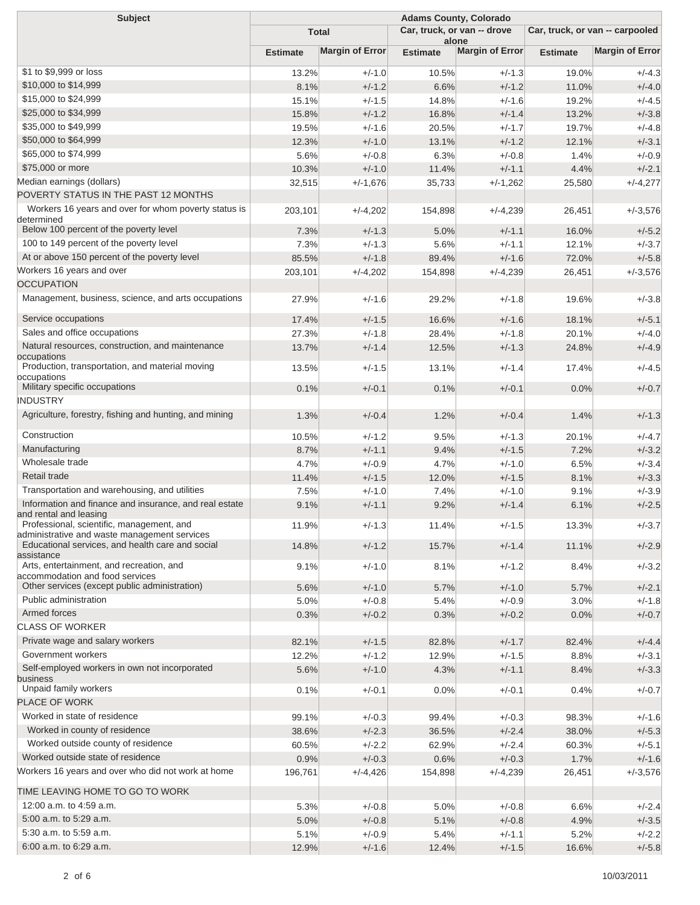| Subject | Adams County, Colorado | | | | | |
|---|---|---|---|---|---|---|
| | Total | | Car, truck, or van -- drove alone | | Car, truck, or van -- carpooled | |
| | Estimate | Margin of Error | Estimate | Margin of Error | Estimate | Margin of Error |
| $1 to $9,999 or loss | 13.2% | +/-1.0 | 10.5% | +/-1.3 | 19.0% | +/-4.3 |
| $10,000 to $14,999 | 8.1% | +/-1.2 | 6.6% | +/-1.2 | 11.0% | +/-4.0 |
| $15,000 to $24,999 | 15.1% | +/-1.5 | 14.8% | +/-1.6 | 19.2% | +/-4.5 |
| $25,000 to $34,999 | 15.8% | +/-1.2 | 16.8% | +/-1.4 | 13.2% | +/-3.8 |
| $35,000 to $49,999 | 19.5% | +/-1.6 | 20.5% | +/-1.7 | 19.7% | +/-4.8 |
| $50,000 to $64,999 | 12.3% | +/-1.0 | 13.1% | +/-1.2 | 12.1% | +/-3.1 |
| $65,000 to $74,999 | 5.6% | +/-0.8 | 6.3% | +/-0.8 | 1.4% | +/-0.9 |
| $75,000 or more | 10.3% | +/-1.0 | 11.4% | +/-1.1 | 4.4% | +/-2.1 |
| Median earnings (dollars) | 32,515 | +/-1,676 | 35,733 | +/-1,262 | 25,580 | +/-4,277 |
| POVERTY STATUS IN THE PAST 12 MONTHS | | | | | | |
| Workers 16 years and over for whom poverty status is determined | 203,101 | +/-4,202 | 154,898 | +/-4,239 | 26,451 | +/-3,576 |
| Below 100 percent of the poverty level | 7.3% | +/-1.3 | 5.0% | +/-1.1 | 16.0% | +/-5.2 |
| 100 to 149 percent of the poverty level | 7.3% | +/-1.3 | 5.6% | +/-1.1 | 12.1% | +/-3.7 |
| At or above 150 percent of the poverty level | 85.5% | +/-1.8 | 89.4% | +/-1.6 | 72.0% | +/-5.8 |
| Workers 16 years and over | 203,101 | +/-4,202 | 154,898 | +/-4,239 | 26,451 | +/-3,576 |
| OCCUPATION | | | | | | |
| Management, business, science, and arts occupations | 27.9% | +/-1.6 | 29.2% | +/-1.8 | 19.6% | +/-3.8 |
| Service occupations | 17.4% | +/-1.5 | 16.6% | +/-1.6 | 18.1% | +/-5.1 |
| Sales and office occupations | 27.3% | +/-1.8 | 28.4% | +/-1.8 | 20.1% | +/-4.0 |
| Natural resources, construction, and maintenance occupations | 13.7% | +/-1.4 | 12.5% | +/-1.3 | 24.8% | +/-4.9 |
| Production, transportation, and material moving occupations | 13.5% | +/-1.5 | 13.1% | +/-1.4 | 17.4% | +/-4.5 |
| Military specific occupations | 0.1% | +/-0.1 | 0.1% | +/-0.1 | 0.0% | +/-0.7 |
| INDUSTRY | | | | | | |
| Agriculture, forestry, fishing and hunting, and mining | 1.3% | +/-0.4 | 1.2% | +/-0.4 | 1.4% | +/-1.3 |
| Construction | 10.5% | +/-1.2 | 9.5% | +/-1.3 | 20.1% | +/-4.7 |
| Manufacturing | 8.7% | +/-1.1 | 9.4% | +/-1.5 | 7.2% | +/-3.2 |
| Wholesale trade | 4.7% | +/-0.9 | 4.7% | +/-1.0 | 6.5% | +/-3.4 |
| Retail trade | 11.4% | +/-1.5 | 12.0% | +/-1.5 | 8.1% | +/-3.3 |
| Transportation and warehousing, and utilities | 7.5% | +/-1.0 | 7.4% | +/-1.0 | 9.1% | +/-3.9 |
| Information and finance and insurance, and real estate and rental and leasing | 9.1% | +/-1.1 | 9.2% | +/-1.4 | 6.1% | +/-2.5 |
| Professional, scientific, management, and administrative and waste management services | 11.9% | +/-1.3 | 11.4% | +/-1.5 | 13.3% | +/-3.7 |
| Educational services, and health care and social assistance | 14.8% | +/-1.2 | 15.7% | +/-1.4 | 11.1% | +/-2.9 |
| Arts, entertainment, and recreation, and accommodation and food services | 9.1% | +/-1.0 | 8.1% | +/-1.2 | 8.4% | +/-3.2 |
| Other services (except public administration) | 5.6% | +/-1.0 | 5.7% | +/-1.0 | 5.7% | +/-2.1 |
| Public administration | 5.0% | +/-0.8 | 5.4% | +/-0.9 | 3.0% | +/-1.8 |
| Armed forces | 0.3% | +/-0.2 | 0.3% | +/-0.2 | 0.0% | +/-0.7 |
| CLASS OF WORKER | | | | | | |
| Private wage and salary workers | 82.1% | +/-1.5 | 82.8% | +/-1.7 | 82.4% | +/-4.4 |
| Government workers | 12.2% | +/-1.2 | 12.9% | +/-1.5 | 8.8% | +/-3.1 |
| Self-employed workers in own not incorporated business | 5.6% | +/-1.0 | 4.3% | +/-1.1 | 8.4% | +/-3.3 |
| Unpaid family workers | 0.1% | +/-0.1 | 0.0% | +/-0.1 | 0.4% | +/-0.7 |
| PLACE OF WORK | | | | | | |
| Worked in state of residence | 99.1% | +/-0.3 | 99.4% | +/-0.3 | 98.3% | +/-1.6 |
| Worked in county of residence | 38.6% | +/-2.3 | 36.5% | +/-2.4 | 38.0% | +/-5.3 |
| Worked outside county of residence | 60.5% | +/-2.2 | 62.9% | +/-2.4 | 60.3% | +/-5.1 |
| Worked outside state of residence | 0.9% | +/-0.3 | 0.6% | +/-0.3 | 1.7% | +/-1.6 |
| Workers 16 years and over who did not work at home | 196,761 | +/-4,426 | 154,898 | +/-4,239 | 26,451 | +/-3,576 |
| TIME LEAVING HOME TO GO TO WORK | | | | | | |
| 12:00 a.m. to 4:59 a.m. | 5.3% | +/-0.8 | 5.0% | +/-0.8 | 6.6% | +/-2.4 |
| 5:00 a.m. to 5:29 a.m. | 5.0% | +/-0.8 | 5.1% | +/-0.8 | 4.9% | +/-3.5 |
| 5:30 a.m. to 5:59 a.m. | 5.1% | +/-0.9 | 5.4% | +/-1.1 | 5.2% | +/-2.2 |
| 6:00 a.m. to 6:29 a.m. | 12.9% | +/-1.6 | 12.4% | +/-1.5 | 16.6% | +/-5.8 |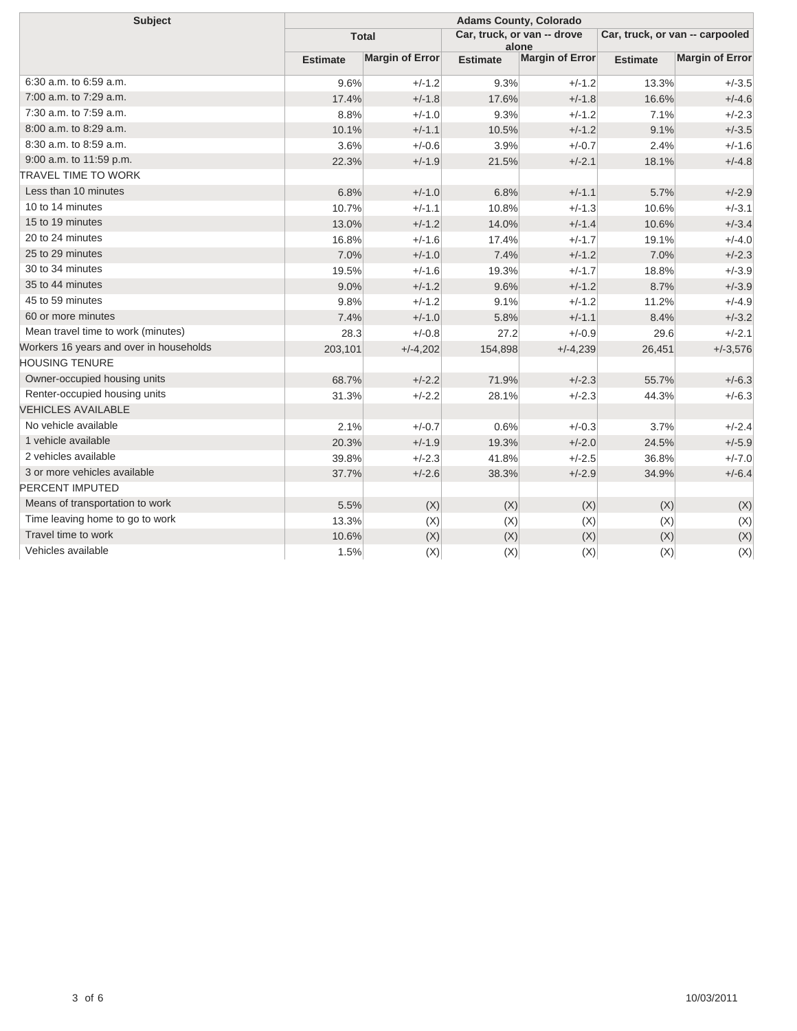| Subject | Adams County, Colorado | | | | | |
|---|---|---|---|---|---|---|
| | Total | | Car, truck, or van -- drove alone | | Car, truck, or van -- carpooled | |
| | Estimate | Margin of Error | Estimate | Margin of Error | Estimate | Margin of Error |
| 6:30 a.m. to 6:59 a.m. | 9.6% | +/-1.2 | 9.3% | +/-1.2 | 13.3% | +/-3.5 |
| 7:00 a.m. to 7:29 a.m. | 17.4% | +/-1.8 | 17.6% | +/-1.8 | 16.6% | +/-4.6 |
| 7:30 a.m. to 7:59 a.m. | 8.8% | +/-1.0 | 9.3% | +/-1.2 | 7.1% | +/-2.3 |
| 8:00 a.m. to 8:29 a.m. | 10.1% | +/-1.1 | 10.5% | +/-1.2 | 9.1% | +/-3.5 |
| 8:30 a.m. to 8:59 a.m. | 3.6% | +/-0.6 | 3.9% | +/-0.7 | 2.4% | +/-1.6 |
| 9:00 a.m. to 11:59 p.m. | 22.3% | +/-1.9 | 21.5% | +/-2.1 | 18.1% | +/-4.8 |
| TRAVEL TIME TO WORK | | | | | | |
| Less than 10 minutes | 6.8% | +/-1.0 | 6.8% | +/-1.1 | 5.7% | +/-2.9 |
| 10 to 14 minutes | 10.7% | +/-1.1 | 10.8% | +/-1.3 | 10.6% | +/-3.1 |
| 15 to 19 minutes | 13.0% | +/-1.2 | 14.0% | +/-1.4 | 10.6% | +/-3.4 |
| 20 to 24 minutes | 16.8% | +/-1.6 | 17.4% | +/-1.7 | 19.1% | +/-4.0 |
| 25 to 29 minutes | 7.0% | +/-1.0 | 7.4% | +/-1.2 | 7.0% | +/-2.3 |
| 30 to 34 minutes | 19.5% | +/-1.6 | 19.3% | +/-1.7 | 18.8% | +/-3.9 |
| 35 to 44 minutes | 9.0% | +/-1.2 | 9.6% | +/-1.2 | 8.7% | +/-3.9 |
| 45 to 59 minutes | 9.8% | +/-1.2 | 9.1% | +/-1.2 | 11.2% | +/-4.9 |
| 60 or more minutes | 7.4% | +/-1.0 | 5.8% | +/-1.1 | 8.4% | +/-3.2 |
| Mean travel time to work (minutes) | 28.3 | +/-0.8 | 27.2 | +/-0.9 | 29.6 | +/-2.1 |
| Workers 16 years and over in households | 203,101 | +/-4,202 | 154,898 | +/-4,239 | 26,451 | +/-3,576 |
| HOUSING TENURE | | | | | | |
| Owner-occupied housing units | 68.7% | +/-2.2 | 71.9% | +/-2.3 | 55.7% | +/-6.3 |
| Renter-occupied housing units | 31.3% | +/-2.2 | 28.1% | +/-2.3 | 44.3% | +/-6.3 |
| VEHICLES AVAILABLE | | | | | | |
| No vehicle available | 2.1% | +/-0.7 | 0.6% | +/-0.3 | 3.7% | +/-2.4 |
| 1 vehicle available | 20.3% | +/-1.9 | 19.3% | +/-2.0 | 24.5% | +/-5.9 |
| 2 vehicles available | 39.8% | +/-2.3 | 41.8% | +/-2.5 | 36.8% | +/-7.0 |
| 3 or more vehicles available | 37.7% | +/-2.6 | 38.3% | +/-2.9 | 34.9% | +/-6.4 |
| PERCENT IMPUTED | | | | | | |
| Means of transportation to work | 5.5% | (X) | (X) | (X) | (X) | (X) |
| Time leaving home to go to work | 13.3% | (X) | (X) | (X) | (X) | (X) |
| Travel time to work | 10.6% | (X) | (X) | (X) | (X) | (X) |
| Vehicles available | 1.5% | (X) | (X) | (X) | (X) | (X) |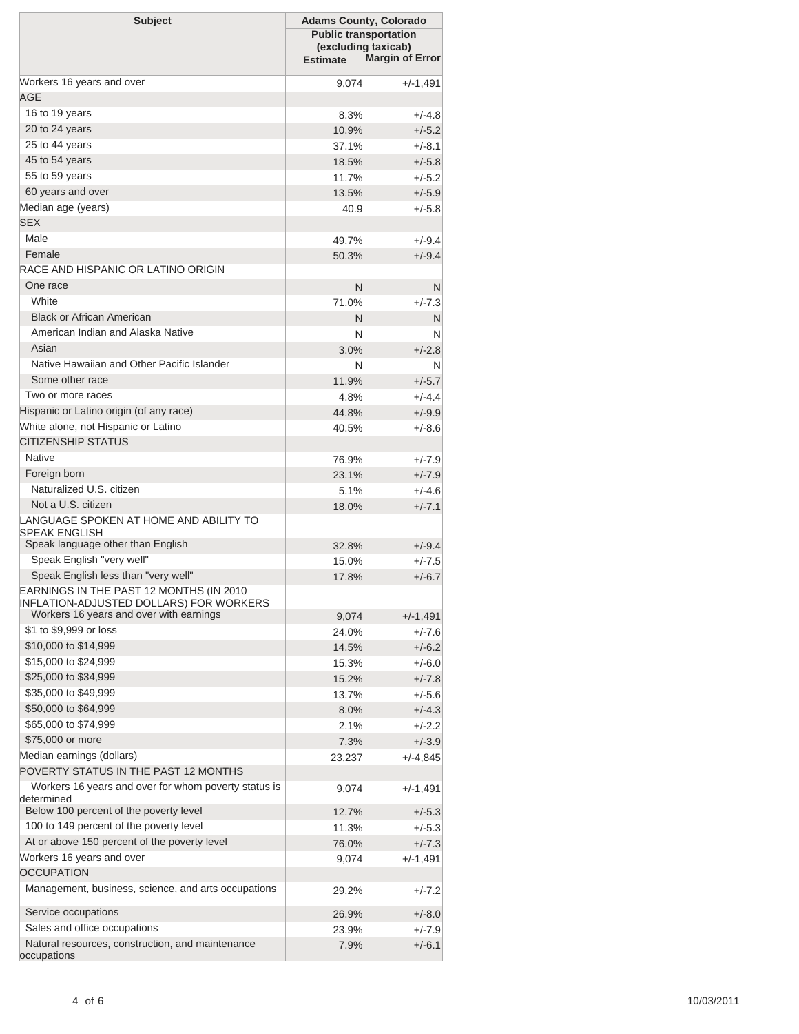| Subject | Adams County, Colorado | |
|---|---|---|
| | Public transportation (excluding taxicab) | |
| | Estimate | Margin of Error |
| Workers 16 years and over | 9,074 | +/-1,491 |
| AGE | | |
| 16 to 19 years | 8.3% | +/-4.8 |
| 20 to 24 years | 10.9% | +/-5.2 |
| 25 to 44 years | 37.1% | +/-8.1 |
| 45 to 54 years | 18.5% | +/-5.8 |
| 55 to 59 years | 11.7% | +/-5.2 |
| 60 years and over | 13.5% | +/-5.9 |
| Median age (years) | 40.9 | +/-5.8 |
| SEX | | |
| Male | 49.7% | +/-9.4 |
| Female | 50.3% | +/-9.4 |
| RACE AND HISPANIC OR LATINO ORIGIN | | |
| One race | N | N |
| White | 71.0% | +/-7.3 |
| Black or African American | N | N |
| American Indian and Alaska Native | N | N |
| Asian | 3.0% | +/-2.8 |
| Native Hawaiian and Other Pacific Islander | N | N |
| Some other race | 11.9% | +/-5.7 |
| Two or more races | 4.8% | +/-4.4 |
| Hispanic or Latino origin (of any race) | 44.8% | +/-9.9 |
| White alone, not Hispanic or Latino | 40.5% | +/-8.6 |
| CITIZENSHIP STATUS | | |
| Native | 76.9% | +/-7.9 |
| Foreign born | 23.1% | +/-7.9 |
| Naturalized U.S. citizen | 5.1% | +/-4.6 |
| Not a U.S. citizen | 18.0% | +/-7.1 |
| LANGUAGE SPOKEN AT HOME AND ABILITY TO SPEAK ENGLISH | | |
| Speak language other than English | 32.8% | +/-9.4 |
| Speak English "very well" | 15.0% | +/-7.5 |
| Speak English less than "very well" | 17.8% | +/-6.7 |
| EARNINGS IN THE PAST 12 MONTHS (IN 2010 INFLATION-ADJUSTED DOLLARS) FOR WORKERS | | |
| Workers 16 years and over with earnings | 9,074 | +/-1,491 |
| $1 to $9,999 or loss | 24.0% | +/-7.6 |
| $10,000 to $14,999 | 14.5% | +/-6.2 |
| $15,000 to $24,999 | 15.3% | +/-6.0 |
| $25,000 to $34,999 | 15.2% | +/-7.8 |
| $35,000 to $49,999 | 13.7% | +/-5.6 |
| $50,000 to $64,999 | 8.0% | +/-4.3 |
| $65,000 to $74,999 | 2.1% | +/-2.2 |
| $75,000 or more | 7.3% | +/-3.9 |
| Median earnings (dollars) | 23,237 | +/-4,845 |
| POVERTY STATUS IN THE PAST 12 MONTHS | | |
| Workers 16 years and over for whom poverty status is determined | 9,074 | +/-1,491 |
| Below 100 percent of the poverty level | 12.7% | +/-5.3 |
| 100 to 149 percent of the poverty level | 11.3% | +/-5.3 |
| At or above 150 percent of the poverty level | 76.0% | +/-7.3 |
| Workers 16 years and over | 9,074 | +/-1,491 |
| OCCUPATION | | |
| Management, business, science, and arts occupations | 29.2% | +/-7.2 |
| Service occupations | 26.9% | +/-8.0 |
| Sales and office occupations | 23.9% | +/-7.9 |
| Natural resources, construction, and maintenance occupations | 7.9% | +/-6.1 |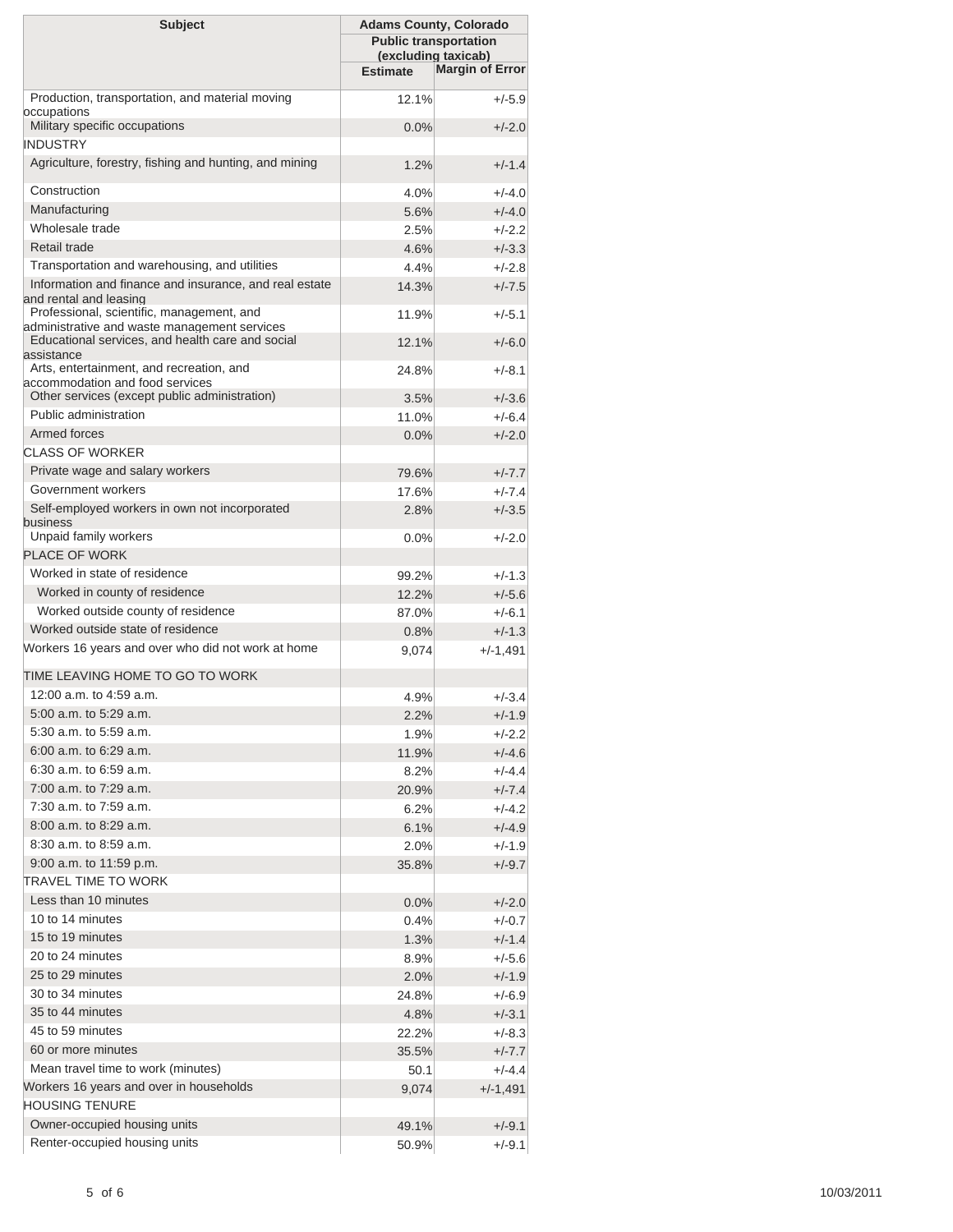| Subject | Adams County, Colorado | |
|---|---|---|
| | Public transportation (excluding taxicab) | |
| | Estimate | Margin of Error |
| Production, transportation, and material moving occupations | 12.1% | +/-5.9 |
| Military specific occupations | 0.0% | +/-2.0 |
| INDUSTRY | | |
| Agriculture, forestry, fishing and hunting, and mining | 1.2% | +/-1.4 |
| Construction | 4.0% | +/-4.0 |
| Manufacturing | 5.6% | +/-4.0 |
| Wholesale trade | 2.5% | +/-2.2 |
| Retail trade | 4.6% | +/-3.3 |
| Transportation and warehousing, and utilities | 4.4% | +/-2.8 |
| Information and finance and insurance, and real estate and rental and leasing | 14.3% | +/-7.5 |
| Professional, scientific, management, and administrative and waste management services | 11.9% | +/-5.1 |
| Educational services, and health care and social assistance | 12.1% | +/-6.0 |
| Arts, entertainment, and recreation, and accommodation and food services | 24.8% | +/-8.1 |
| Other services (except public administration) | 3.5% | +/-3.6 |
| Public administration | 11.0% | +/-6.4 |
| Armed forces | 0.0% | +/-2.0 |
| CLASS OF WORKER | | |
| Private wage and salary workers | 79.6% | +/-7.7 |
| Government workers | 17.6% | +/-7.4 |
| Self-employed workers in own not incorporated business | 2.8% | +/-3.5 |
| Unpaid family workers | 0.0% | +/-2.0 |
| PLACE OF WORK | | |
| Worked in state of residence | 99.2% | +/-1.3 |
| Worked in county of residence | 12.2% | +/-5.6 |
| Worked outside county of residence | 87.0% | +/-6.1 |
| Worked outside state of residence | 0.8% | +/-1.3 |
| Workers 16 years and over who did not work at home | 9,074 | +/-1,491 |
| TIME LEAVING HOME TO GO TO WORK | | |
| 12:00 a.m. to 4:59 a.m. | 4.9% | +/-3.4 |
| 5:00 a.m. to 5:29 a.m. | 2.2% | +/-1.9 |
| 5:30 a.m. to 5:59 a.m. | 1.9% | +/-2.2 |
| 6:00 a.m. to 6:29 a.m. | 11.9% | +/-4.6 |
| 6:30 a.m. to 6:59 a.m. | 8.2% | +/-4.4 |
| 7:00 a.m. to 7:29 a.m. | 20.9% | +/-7.4 |
| 7:30 a.m. to 7:59 a.m. | 6.2% | +/-4.2 |
| 8:00 a.m. to 8:29 a.m. | 6.1% | +/-4.9 |
| 8:30 a.m. to 8:59 a.m. | 2.0% | +/-1.9 |
| 9:00 a.m. to 11:59 p.m. | 35.8% | +/-9.7 |
| TRAVEL TIME TO WORK | | |
| Less than 10 minutes | 0.0% | +/-2.0 |
| 10 to 14 minutes | 0.4% | +/-0.7 |
| 15 to 19 minutes | 1.3% | +/-1.4 |
| 20 to 24 minutes | 8.9% | +/-5.6 |
| 25 to 29 minutes | 2.0% | +/-1.9 |
| 30 to 34 minutes | 24.8% | +/-6.9 |
| 35 to 44 minutes | 4.8% | +/-3.1 |
| 45 to 59 minutes | 22.2% | +/-8.3 |
| 60 or more minutes | 35.5% | +/-7.7 |
| Mean travel time to work (minutes) | 50.1 | +/-4.4 |
| Workers 16 years and over in households | 9,074 | +/-1,491 |
| HOUSING TENURE | | |
| Owner-occupied housing units | 49.1% | +/-9.1 |
| Renter-occupied housing units | 50.9% | +/-9.1 |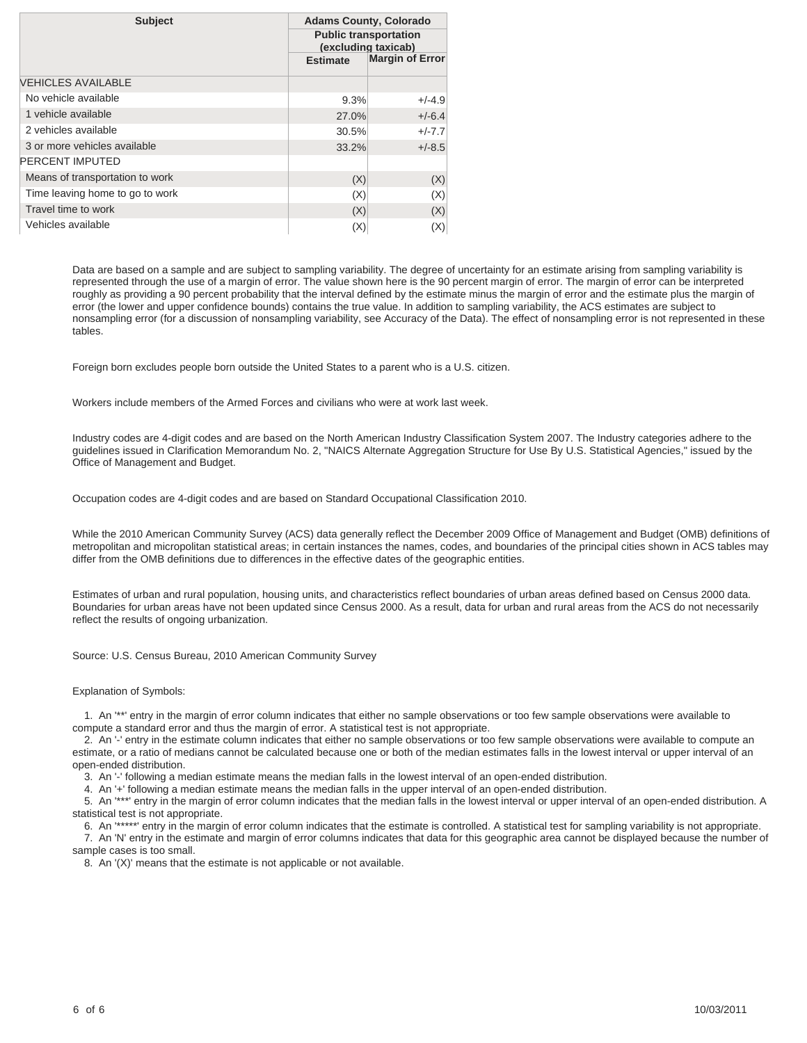| Subject | Adams County, Colorado | |
|---|---|---|
| | Public transportation (excluding taxicab) | |
| | Estimate | Margin of Error |
| VEHICLES AVAILABLE | | |
| No vehicle available | 9.3% | +/-4.9 |
| 1 vehicle available | 27.0% | +/-6.4 |
| 2 vehicles available | 30.5% | +/-7.7 |
| 3 or more vehicles available | 33.2% | +/-8.5 |
| PERCENT IMPUTED | | |
| Means of transportation to work | (X) | (X) |
| Time leaving home to go to work | (X) | (X) |
| Travel time to work | (X) | (X) |
| Vehicles available | (X) | (X) |

Data are based on a sample and are subject to sampling variability. The degree of uncertainty for an estimate arising from sampling variability is represented through the use of a margin of error. The value shown here is the 90 percent margin of error. The margin of error can be interpreted roughly as providing a 90 percent probability that the interval defined by the estimate minus the margin of error and the estimate plus the margin of error (the lower and upper confidence bounds) contains the true value. In addition to sampling variability, the ACS estimates are subject to nonsampling error (for a discussion of nonsampling variability, see Accuracy of the Data). The effect of nonsampling error is not represented in these tables.

Foreign born excludes people born outside the United States to a parent who is a U.S. citizen.

Workers include members of the Armed Forces and civilians who were at work last week.

Industry codes are 4-digit codes and are based on the North American Industry Classification System 2007. The Industry categories adhere to the guidelines issued in Clarification Memorandum No. 2, "NAICS Alternate Aggregation Structure for Use By U.S. Statistical Agencies," issued by the Office of Management and Budget.

Occupation codes are 4-digit codes and are based on Standard Occupational Classification 2010.

While the 2010 American Community Survey (ACS) data generally reflect the December 2009 Office of Management and Budget (OMB) definitions of metropolitan and micropolitan statistical areas; in certain instances the names, codes, and boundaries of the principal cities shown in ACS tables may differ from the OMB definitions due to differences in the effective dates of the geographic entities.

Estimates of urban and rural population, housing units, and characteristics reflect boundaries of urban areas defined based on Census 2000 data. Boundaries for urban areas have not been updated since Census 2000. As a result, data for urban and rural areas from the ACS do not necessarily reflect the results of ongoing urbanization.

Source: U.S. Census Bureau, 2010 American Community Survey

Explanation of Symbols:

1. An '**' entry in the margin of error column indicates that either no sample observations or too few sample observations were available to compute a standard error and thus the margin of error. A statistical test is not appropriate.
2. An '-' entry in the estimate column indicates that either no sample observations or too few sample observations were available to compute an estimate, or a ratio of medians cannot be calculated because one or both of the median estimates falls in the lowest interval or upper interval of an open-ended distribution.
3. An '-' following a median estimate means the median falls in the lowest interval of an open-ended distribution.
4. An '+' following a median estimate means the median falls in the upper interval of an open-ended distribution.
5. An '***' entry in the margin of error column indicates that the median falls in the lowest interval or upper interval of an open-ended distribution. A statistical test is not appropriate.
6. An '*****' entry in the margin of error column indicates that the estimate is controlled. A statistical test for sampling variability is not appropriate.
7. An 'N' entry in the estimate and margin of error columns indicates that data for this geographic area cannot be displayed because the number of sample cases is too small.
8. An '(X)' means that the estimate is not applicable or not available.